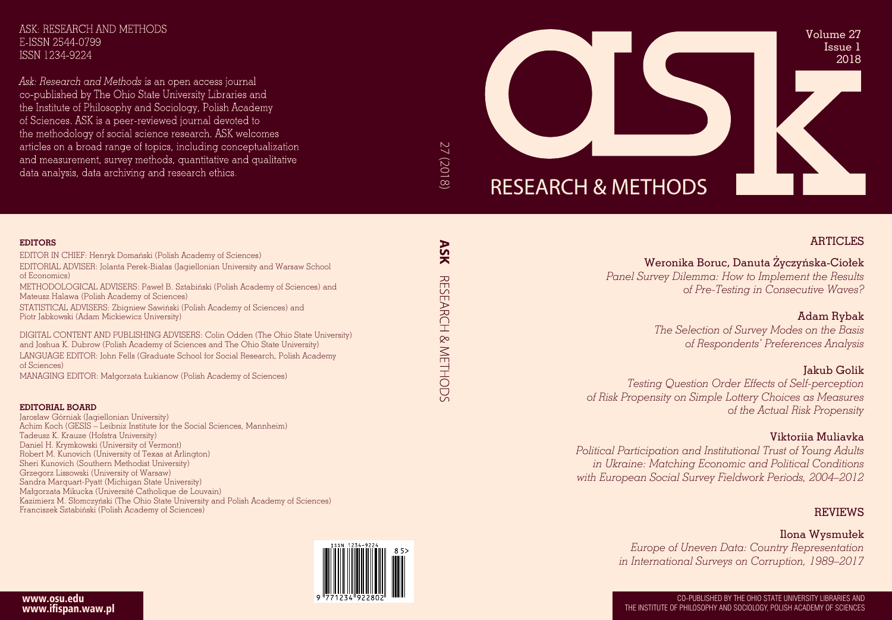ASK: RESEARCH AND METHODS
E-ISSN 2544-0799
ISSN 1234-9224

*Ask: Research and Methods* is an open access journal co-published by The Ohio State University Libraries and the Institute of Philosophy and Sociology, Polish Academy of Sciences. ASK is a peer-reviewed journal devoted to the methodology of social science research. ASK welcomes articles on a broad range of topics, including conceptualization and measurement, survey methods, quantitative and qualitative data analysis, data archiving and research ethics.

**EDITORS**

EDITOR IN CHIEF: Henryk Domański (Polish Academy of Sciences)
EDITORIAL ADVISER: Jolanta Perek-Białas (Jagiellonian University and Warsaw School of Economics)
METHODOLOGICAL ADVISERS: Paweł B. Sztabiński (Polish Academy of Sciences) and Mateusz Halawa (Polish Academy of Sciences)
STATISTICAL ADVISERS: Zbigniew Sawiński (Polish Academy of Sciences) and Piotr Jabkowski (Adam Mickiewicz University)

DIGITAL CONTENT AND PUBLISHING ADVISERS: Colin Odden (The Ohio State University) and Joshua K. Dubrow (Polish Academy of Sciences and The Ohio State University)
LANGUAGE EDITOR: John Fells (Graduate School for Social Research, Polish Academy of Sciences)
MANAGING EDITOR: Małgorzata Łukianow (Polish Academy of Sciences)

**EDITORIAL BOARD**

Jarosław Górniak (Jagiellonian University)
Achim Koch (GESIS – Leibniz Institute for the Social Sciences, Mannheim)
Tadeusz K. Krauze (Hofstra University)
Daniel H. Krymkowski (University of Vermont)
Robert M. Kunovich (University of Texas at Arlington)
Sheri Kunovich (Southern Methodist University)
Grzegorz Lissowski (University of Warsaw)
Sandra Marquart-Pyatt (Michigan State University)
Małgorzata Mikucka (Université Catholique de Louvain)
Kazimierz M. Słomczyński (The Ohio State University and Polish Academy of Sciences)
Franciszek Sztabiński (Polish Academy of Sciences)

www.osu.edu
www.ifispan.waw.pl

27 (2018)

**ASK** RESEARCH & METHODS

# ASK RESEARCH & METHODS

Volume 27
Issue 1
2018

## ARTICLES

**Weronika Boruc, Danuta Życzyńska-Ciołek**
*Panel Survey Dilemma: How to Implement the Results of Pre-Testing in Consecutive Waves?*

**Adam Rybak**
*The Selection of Survey Modes on the Basis of Respondents' Preferences Analysis*

**Jakub Golik**
*Testing Question Order Effects of Self-perception of Risk Propensity on Simple Lottery Choices as Measures of the Actual Risk Propensity*

**Viktoriia Muliavka**
*Political Participation and Institutional Trust of Young Adults in Ukraine: Matching Economic and Political Conditions with European Social Survey Fieldwork Periods, 2004–2012*

## REVIEWS

**Ilona Wysmułek**
*Europe of Uneven Data: Country Representation in International Surveys on Corruption, 1989–2017*

CO-PUBLISHED BY THE OHIO STATE UNIVERSITY LIBRARIES AND THE INSTITUTE OF PHILOSOPHY AND SOCIOLOGY, POLISH ACADEMY OF SCIENCES

ISSN 1234-9224
9 771234 922802 85>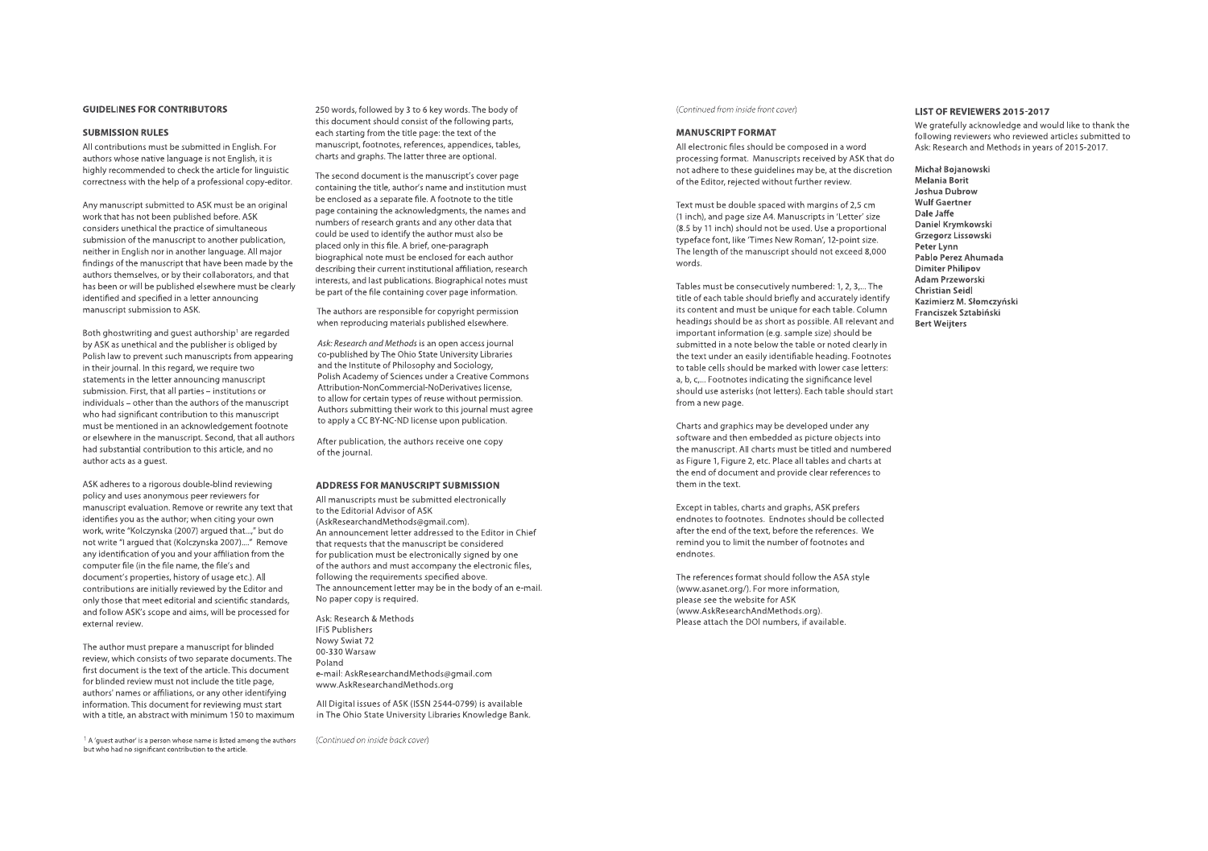## GUIDELINES FOR CONTRIBUTORS

### SUBMISSION RULES

All contributions must be submitted in English. For authors whose native language is not English, it is highly recommended to check the article for linguistic correctness with the help of a professional copy-editor.

Any manuscript submitted to ASK must be an original work that has not been published before. ASK considers unethical the practice of simultaneous submission of the manuscript to another publication, neither in English nor in another language. All major findings of the manuscript that have been made by the authors themselves, or by their collaborators, and that has been or will be published elsewhere must be clearly identified and specified in a letter announcing manuscript submission to ASK.

Both ghostwriting and guest authorship[1] are regarded by ASK as unethical and the publisher is obliged by Polish law to prevent such manuscripts from appearing in their journal. In this regard, we require two statements in the letter announcing manuscript submission. First, that all parties – institutions or individuals – other than the authors of the manuscript who had significant contribution to this manuscript must be mentioned in an acknowledgement footnote or elsewhere in the manuscript. Second, that all authors had substantial contribution to this article, and no author acts as a guest.

ASK adheres to a rigorous double-blind reviewing policy and uses anonymous peer reviewers for manuscript evaluation. Remove or rewrite any text that identifies you as the author; when citing your own work, write "Kolczynska (2007) argued that...," but do not write "I argued that (Kolczynska 2007)...." Remove any identification of you and your affiliation from the computer file (in the file name, the file's and document's properties, history of usage etc.). All contributions are initially reviewed by the Editor and only those that meet editorial and scientific standards, and follow ASK's scope and aims, will be processed for external review.

The author must prepare a manuscript for blinded review, which consists of two separate documents. The first document is the text of the article. This document for blinded review must not include the title page, authors' names or affiliations, or any other identifying information. This document for reviewing must start with a title, an abstract with minimum 150 to maximum 250 words, followed by 3 to 6 key words. The body of this document should consist of the following parts, each starting from the title page: the text of the manuscript, footnotes, references, appendices, tables, charts and graphs. The latter three are optional.

The second document is the manuscript's cover page containing the title, author's name and institution must be enclosed as a separate file. A footnote to the title page containing the acknowledgments, the names and numbers of research grants and any other data that could be used to identify the author must also be placed only in this file. A brief, one-paragraph biographical note must be enclosed for each author describing their current institutional affiliation, research interests, and last publications. Biographical notes must be part of the file containing cover page information.

The authors are responsible for copyright permission when reproducing materials published elsewhere.

*Ask: Research and Methods* is an open access journal co-published by The Ohio State University Libraries and the Institute of Philosophy and Sociology, Polish Academy of Sciences under a Creative Commons Attribution-NonCommercial-NoDerivatives license, to allow for certain types of reuse without permission. Authors submitting their work to this journal must agree to apply a CC BY-NC-ND license upon publication.

After publication, the authors receive one copy of the journal.

[1] A 'guest author' is a person whose name is listed among the authors but who had no significant contribution to the article.

### ADDRESS FOR MANUSCRIPT SUBMISSION

All manuscripts must be submitted electronically to the Editorial Advisor of ASK (AskResearchandMethods@gmail.com). An announcement letter addressed to the Editor in Chief that requests that the manuscript be considered for publication must be electronically signed by one of the authors and must accompany the electronic files, following the requirements specified above. The announcement letter may be in the body of an e-mail. No paper copy is required.

Ask: Research & Methods
IFiS Publishers
Nowy Swiat 72
00-330 Warsaw
Poland
e-mail: AskResearchandMethods@gmail.com
www.AskResearchandMethods.org

All Digital issues of ASK (ISSN 2544-0799) is available in The Ohio State University Libraries Knowledge Bank.

*(Continued on inside back cover)*

*(Continued from inside front cover)*

### MANUSCRIPT FORMAT

All electronic files should be composed in a word processing format. Manuscripts received by ASK that do not adhere to these guidelines may be, at the discretion of the Editor, rejected without further review.

Text must be double spaced with margins of 2,5 cm (1 inch), and page size A4. Manuscripts in 'Letter' size (8.5 by 11 inch) should not be used. Use a proportional typeface font, like 'Times New Roman', 12-point size. The length of the manuscript should not exceed 8,000 words.

Tables must be consecutively numbered: 1, 2, 3,... The title of each table should briefly and accurately identify its content and must be unique for each table. Column headings should be as short as possible. All relevant and important information (e.g. sample size) should be submitted in a note below the table or noted clearly in the text under an easily identifiable heading. Footnotes to table cells should be marked with lower case letters: a, b, c,... Footnotes indicating the significance level should use asterisks (not letters). Each table should start from a new page.

Charts and graphics may be developed under any software and then embedded as picture objects into the manuscript. All charts must be titled and numbered as Figure 1, Figure 2, etc. Place all tables and charts at the end of document and provide clear references to them in the text.

Except in tables, charts and graphs, ASK prefers endnotes to footnotes. Endnotes should be collected after the end of the text, before the references. We remind you to limit the number of footnotes and endnotes.

The references format should follow the ASA style (www.asanet.org/). For more information, please see the website for ASK (www.AskResearchAndMethods.org). Please attach the DOI numbers, if available.

## LIST OF REVIEWERS 2015-2017

We gratefully acknowledge and would like to thank the following reviewers who reviewed articles submitted to Ask: Research and Methods in years of 2015-2017.

**Michał Bojanowski**
**Melania Borit**
**Joshua Dubrow**
**Wulf Gaertner**
**Dale Jaffe**
**Daniel Krymkowski**
**Grzegorz Lissowski**
**Peter Lynn**
**Pablo Perez Ahumada**
**Dimiter Philipov**
**Adam Przeworski**
**Christian Seidl**
**Kazimierz M. Słomczyński**
**Franciszek Sztabiński**
**Bert Weijters**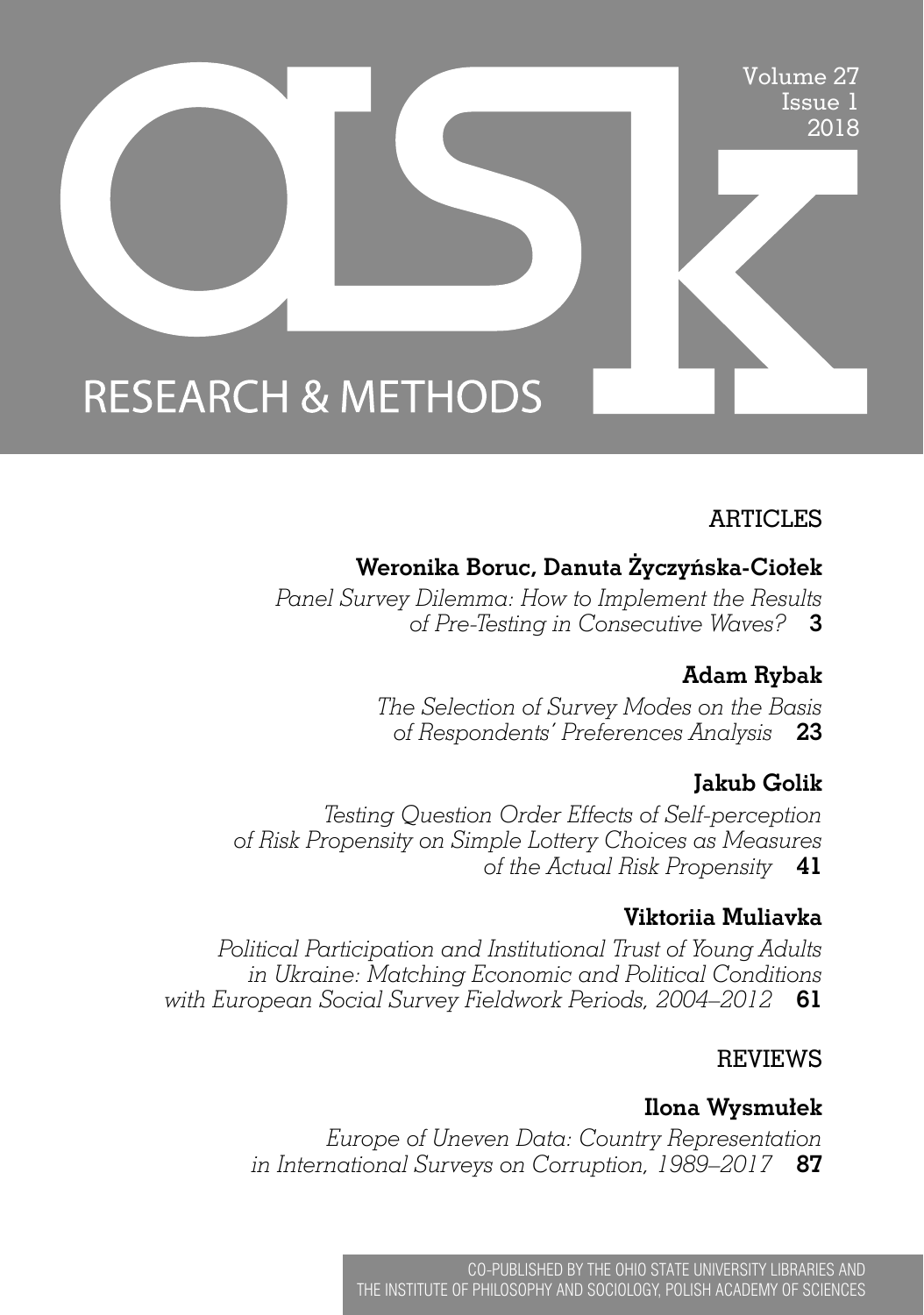ASK

# RESEARCH & METHODS

Volume 27
Issue 1
2018

## ARTICLES

**Weronika Boruc, Danuta Życzyńska-Ciołek**

*Panel Survey Dilemma: How to Implement the Results of Pre-Testing in Consecutive Waves?* **3**

**Adam Rybak**

*The Selection of Survey Modes on the Basis of Respondents' Preferences Analysis* **23**

**Jakub Golik**

*Testing Question Order Effects of Self-perception of Risk Propensity on Simple Lottery Choices as Measures of the Actual Risk Propensity* **41**

**Viktoriia Muliavka**

*Political Participation and Institutional Trust of Young Adults in Ukraine: Matching Economic and Political Conditions with European Social Survey Fieldwork Periods, 2004–2012* **61**

## REVIEWS

**Ilona Wysmułek**

*Europe of Uneven Data: Country Representation in International Surveys on Corruption, 1989–2017* **87**

CO-PUBLISHED BY THE OHIO STATE UNIVERSITY LIBRARIES AND THE INSTITUTE OF PHILOSOPHY AND SOCIOLOGY, POLISH ACADEMY OF SCIENCES